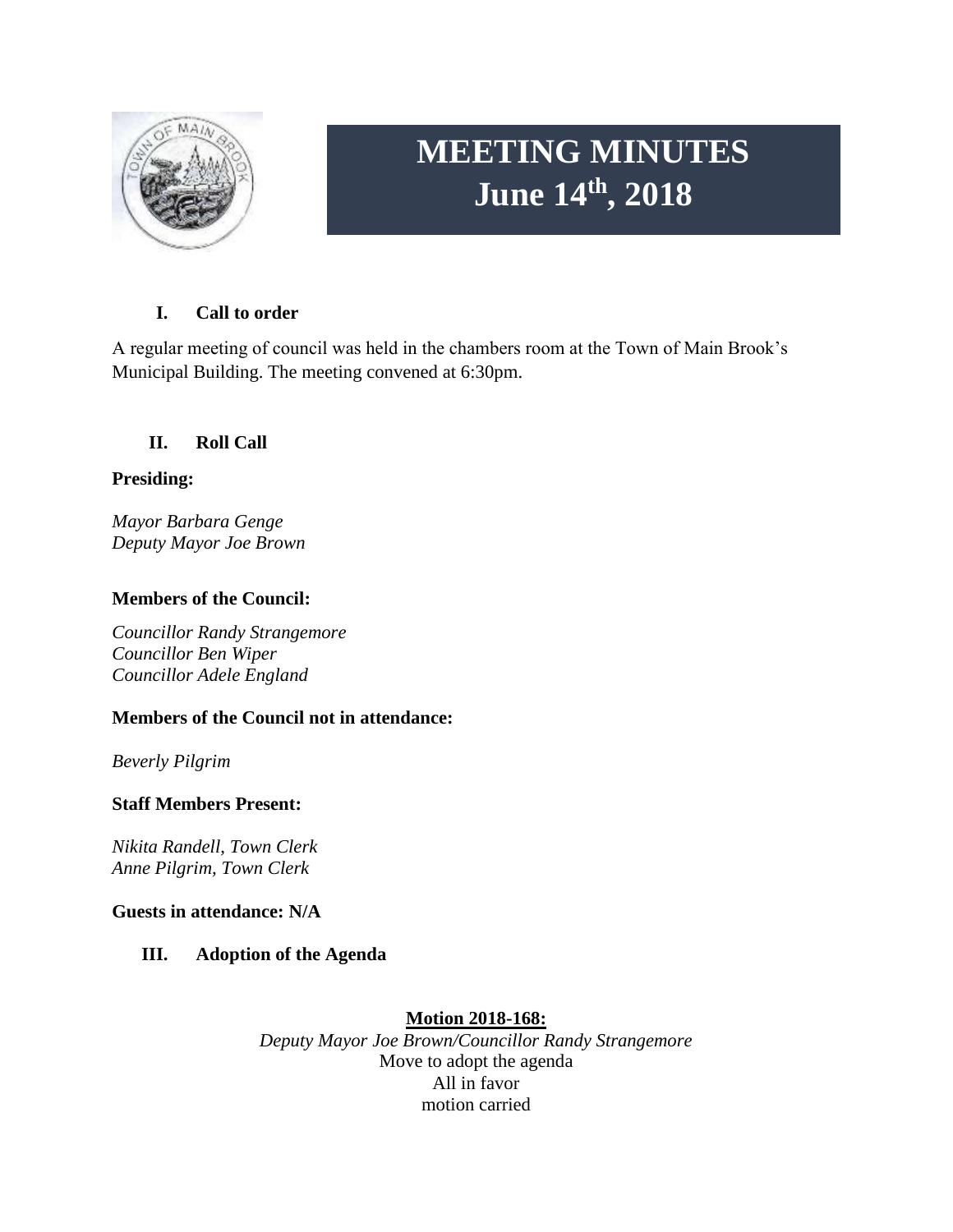# MEETING MINUTES
# June 14th, 2018

## I. Call to order

A regular meeting of council was held in the chambers room at the Town of Main Brook's Municipal Building. The meeting convened at 6:30pm.

## II. Roll Call

**Presiding:**

*Mayor Barbara Genge*
*Deputy Mayor Joe Brown*

**Members of the Council:**

*Councillor Randy Strangemore*
*Councillor Ben Wiper*
*Councillor Adele England*

**Members of the Council not in attendance:**

*Beverly Pilgrim*

**Staff Members Present:**

*Nikita Randell, Town Clerk*
*Anne Pilgrim, Town Clerk*

**Guests in attendance: N/A**

## III. Adoption of the Agenda

**Motion 2018-168:**
*Deputy Mayor Joe Brown/Councillor Randy Strangemore*
Move to adopt the agenda
All in favor
motion carried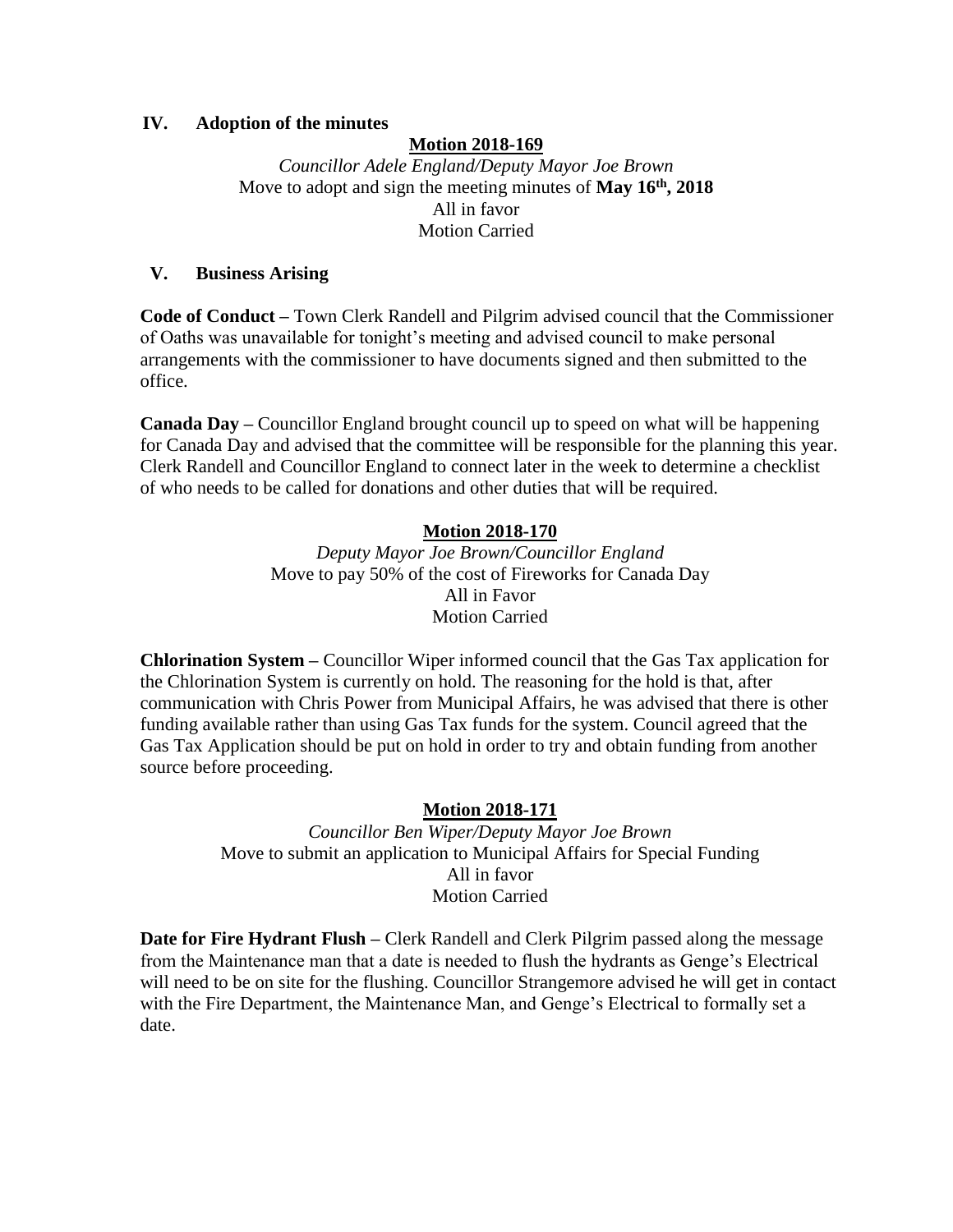## IV. Adoption of the minutes

**Motion 2018-169**

*Councillor Adele England/Deputy Mayor Joe Brown*
Move to adopt and sign the meeting minutes of **May 16th, 2018**
All in favor
Motion Carried

## V. Business Arising

**Code of Conduct –** Town Clerk Randell and Pilgrim advised council that the Commissioner of Oaths was unavailable for tonight's meeting and advised council to make personal arrangements with the commissioner to have documents signed and then submitted to the office.

**Canada Day –** Councillor England brought council up to speed on what will be happening for Canada Day and advised that the committee will be responsible for the planning this year. Clerk Randell and Councillor England to connect later in the week to determine a checklist of who needs to be called for donations and other duties that will be required.

**Motion 2018-170**

*Deputy Mayor Joe Brown/Councillor England*
Move to pay 50% of the cost of Fireworks for Canada Day
All in Favor
Motion Carried

**Chlorination System –** Councillor Wiper informed council that the Gas Tax application for the Chlorination System is currently on hold. The reasoning for the hold is that, after communication with Chris Power from Municipal Affairs, he was advised that there is other funding available rather than using Gas Tax funds for the system. Council agreed that the Gas Tax Application should be put on hold in order to try and obtain funding from another source before proceeding.

**Motion 2018-171**

*Councillor Ben Wiper/Deputy Mayor Joe Brown*
Move to submit an application to Municipal Affairs for Special Funding
All in favor
Motion Carried

**Date for Fire Hydrant Flush –** Clerk Randell and Clerk Pilgrim passed along the message from the Maintenance man that a date is needed to flush the hydrants as Genge's Electrical will need to be on site for the flushing. Councillor Strangemore advised he will get in contact with the Fire Department, the Maintenance Man, and Genge's Electrical to formally set a date.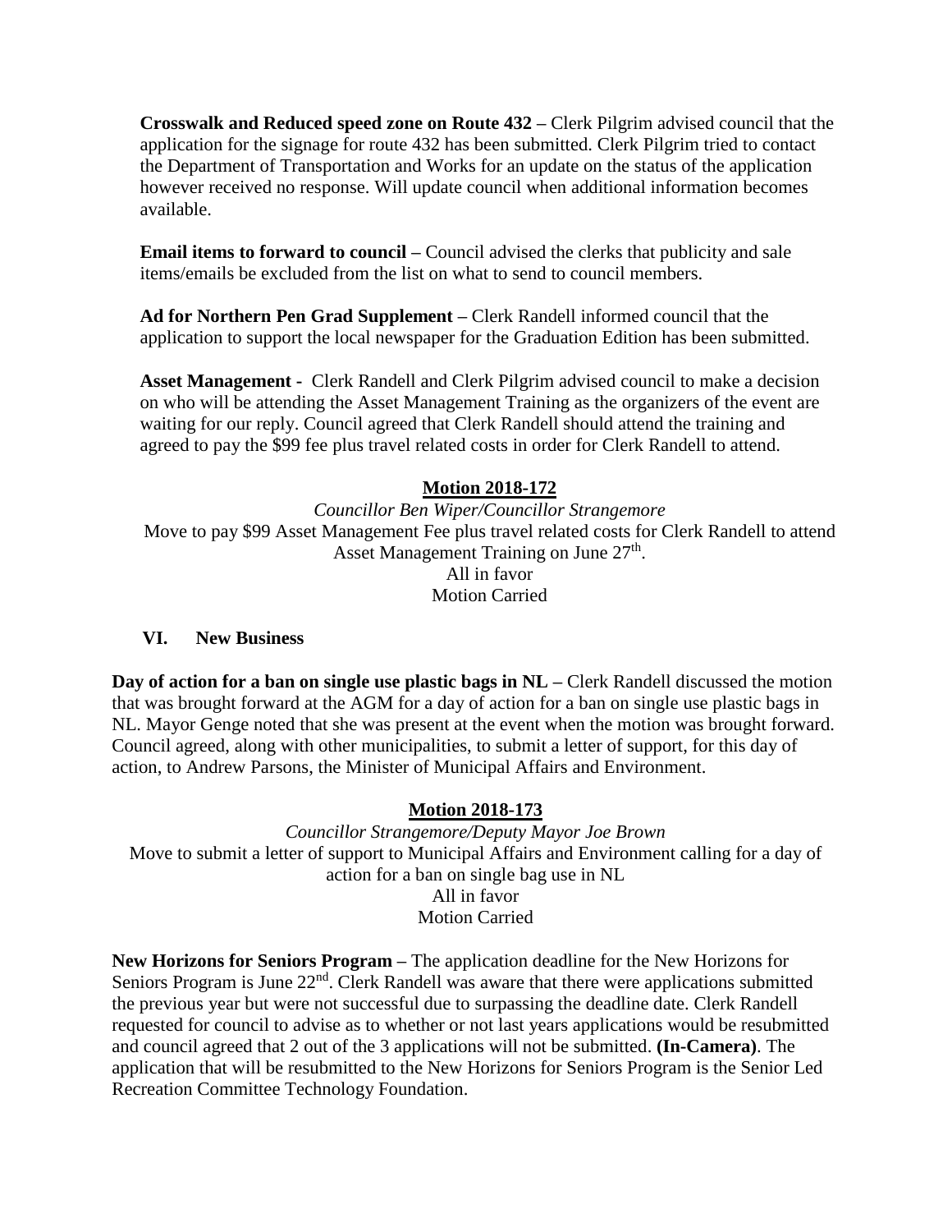**Crosswalk and Reduced speed zone on Route 432 –** Clerk Pilgrim advised council that the application for the signage for route 432 has been submitted. Clerk Pilgrim tried to contact the Department of Transportation and Works for an update on the status of the application however received no response. Will update council when additional information becomes available.

**Email items to forward to council –** Council advised the clerks that publicity and sale items/emails be excluded from the list on what to send to council members.

**Ad for Northern Pen Grad Supplement –** Clerk Randell informed council that the application to support the local newspaper for the Graduation Edition has been submitted.

**Asset Management -** Clerk Randell and Clerk Pilgrim advised council to make a decision on who will be attending the Asset Management Training as the organizers of the event are waiting for our reply. Council agreed that Clerk Randell should attend the training and agreed to pay the $99 fee plus travel related costs in order for Clerk Randell to attend.

**Motion 2018-172**

*Councillor Ben Wiper/Councillor Strangemore*

Move to pay $99 Asset Management Fee plus travel related costs for Clerk Randell to attend Asset Management Training on June 27th.

All in favor

Motion Carried

## VI. New Business

**Day of action for a ban on single use plastic bags in NL –** Clerk Randell discussed the motion that was brought forward at the AGM for a day of action for a ban on single use plastic bags in NL. Mayor Genge noted that she was present at the event when the motion was brought forward. Council agreed, along with other municipalities, to submit a letter of support, for this day of action, to Andrew Parsons, the Minister of Municipal Affairs and Environment.

**Motion 2018-173**

*Councillor Strangemore/Deputy Mayor Joe Brown*

Move to submit a letter of support to Municipal Affairs and Environment calling for a day of action for a ban on single bag use in NL

All in favor

Motion Carried

**New Horizons for Seniors Program –** The application deadline for the New Horizons for Seniors Program is June 22nd. Clerk Randell was aware that there were applications submitted the previous year but were not successful due to surpassing the deadline date. Clerk Randell requested for council to advise as to whether or not last years applications would be resubmitted and council agreed that 2 out of the 3 applications will not be submitted. **(In-Camera)**. The application that will be resubmitted to the New Horizons for Seniors Program is the Senior Led Recreation Committee Technology Foundation.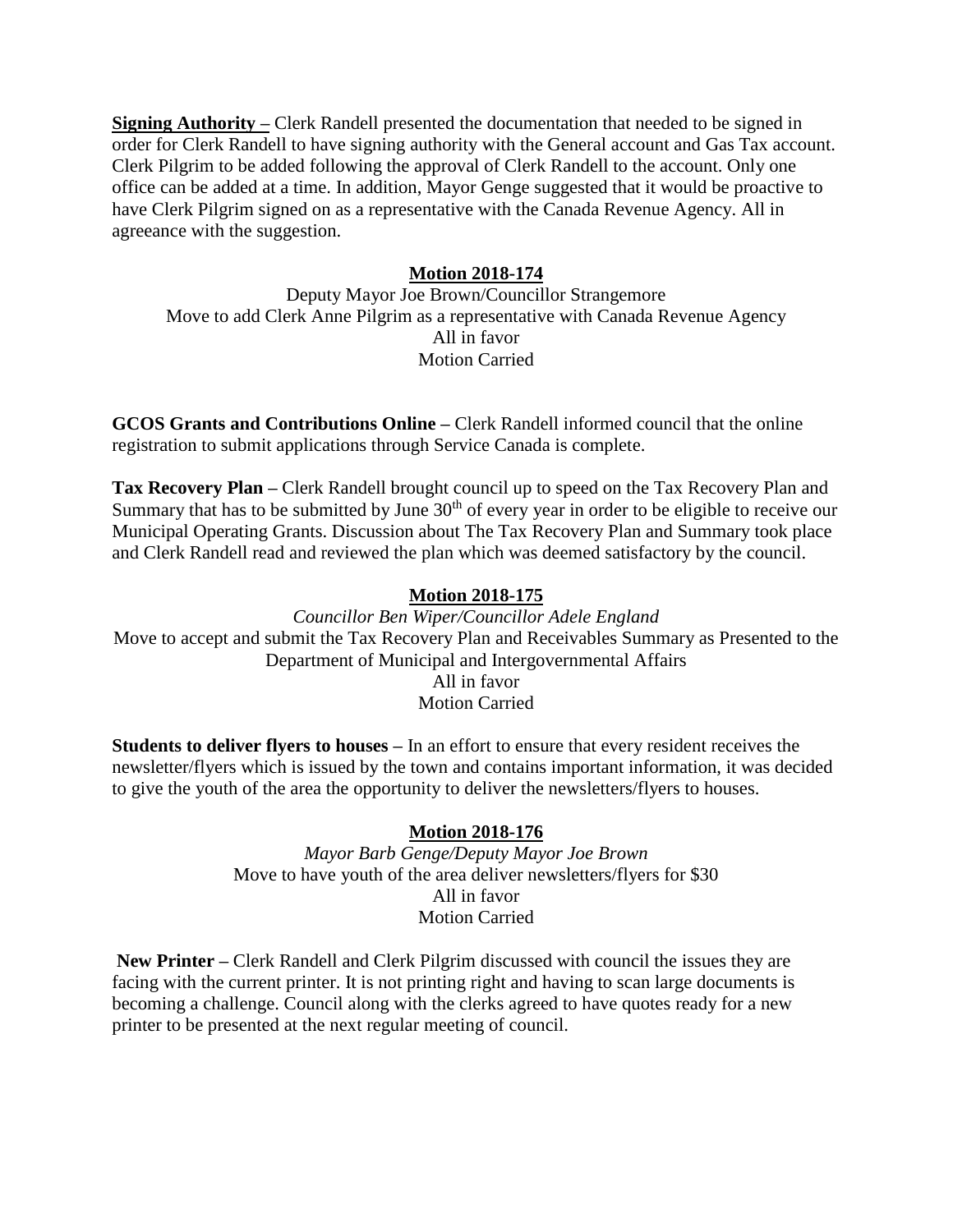**<u>Signing Authority</u> –** Clerk Randell presented the documentation that needed to be signed in order for Clerk Randell to have signing authority with the General account and Gas Tax account. Clerk Pilgrim to be added following the approval of Clerk Randell to the account. Only one office can be added at a time. In addition, Mayor Genge suggested that it would be proactive to have Clerk Pilgrim signed on as a representative with the Canada Revenue Agency. All in agreeance with the suggestion.

**<u>Motion 2018-174</u>**

Deputy Mayor Joe Brown/Councillor Strangemore
Move to add Clerk Anne Pilgrim as a representative with Canada Revenue Agency
All in favor
Motion Carried

**GCOS Grants and Contributions Online –** Clerk Randell informed council that the online registration to submit applications through Service Canada is complete.

**Tax Recovery Plan –** Clerk Randell brought council up to speed on the Tax Recovery Plan and Summary that has to be submitted by June 30th of every year in order to be eligible to receive our Municipal Operating Grants. Discussion about The Tax Recovery Plan and Summary took place and Clerk Randell read and reviewed the plan which was deemed satisfactory by the council.

**<u>Motion 2018-175</u>**

*Councillor Ben Wiper/Councillor Adele England*
Move to accept and submit the Tax Recovery Plan and Receivables Summary as Presented to the Department of Municipal and Intergovernmental Affairs
All in favor
Motion Carried

**Students to deliver flyers to houses –** In an effort to ensure that every resident receives the newsletter/flyers which is issued by the town and contains important information, it was decided to give the youth of the area the opportunity to deliver the newsletters/flyers to houses.

**<u>Motion 2018-176</u>**

*Mayor Barb Genge/Deputy Mayor Joe Brown*
Move to have youth of the area deliver newsletters/flyers for $30
All in favor
Motion Carried

**New Printer –** Clerk Randell and Clerk Pilgrim discussed with council the issues they are facing with the current printer. It is not printing right and having to scan large documents is becoming a challenge. Council along with the clerks agreed to have quotes ready for a new printer to be presented at the next regular meeting of council.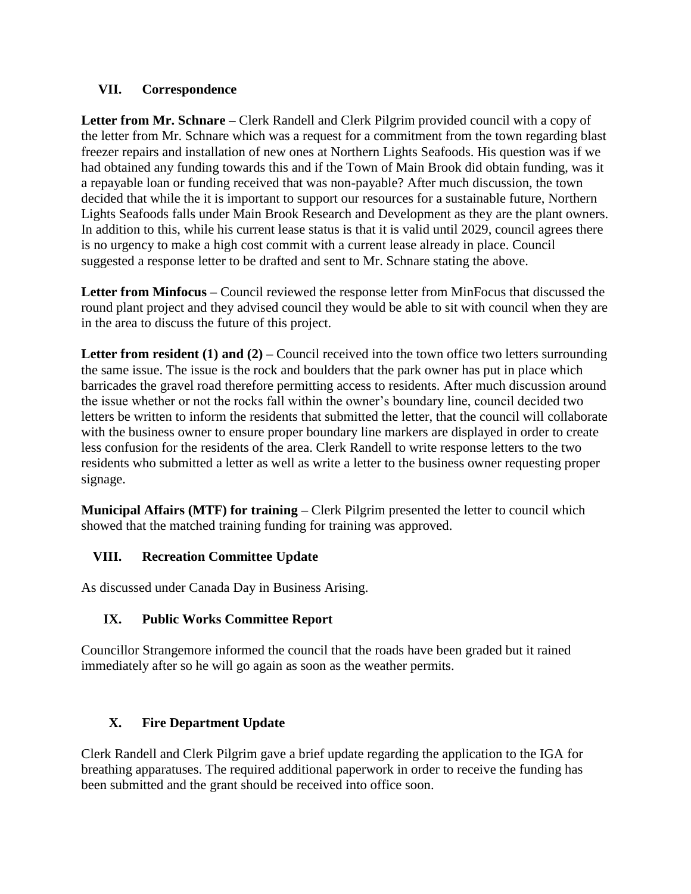## VII. Correspondence

**Letter from Mr. Schnare –** Clerk Randell and Clerk Pilgrim provided council with a copy of the letter from Mr. Schnare which was a request for a commitment from the town regarding blast freezer repairs and installation of new ones at Northern Lights Seafoods. His question was if we had obtained any funding towards this and if the Town of Main Brook did obtain funding, was it a repayable loan or funding received that was non-payable? After much discussion, the town decided that while the it is important to support our resources for a sustainable future, Northern Lights Seafoods falls under Main Brook Research and Development as they are the plant owners. In addition to this, while his current lease status is that it is valid until 2029, council agrees there is no urgency to make a high cost commit with a current lease already in place. Council suggested a response letter to be drafted and sent to Mr. Schnare stating the above.

**Letter from Minfocus –** Council reviewed the response letter from MinFocus that discussed the round plant project and they advised council they would be able to sit with council when they are in the area to discuss the future of this project.

**Letter from resident (1) and (2) –** Council received into the town office two letters surrounding the same issue. The issue is the rock and boulders that the park owner has put in place which barricades the gravel road therefore permitting access to residents. After much discussion around the issue whether or not the rocks fall within the owner's boundary line, council decided two letters be written to inform the residents that submitted the letter, that the council will collaborate with the business owner to ensure proper boundary line markers are displayed in order to create less confusion for the residents of the area. Clerk Randell to write response letters to the two residents who submitted a letter as well as write a letter to the business owner requesting proper signage.

**Municipal Affairs (MTF) for training –** Clerk Pilgrim presented the letter to council which showed that the matched training funding for training was approved.

## VIII. Recreation Committee Update

As discussed under Canada Day in Business Arising.

## IX. Public Works Committee Report

Councillor Strangemore informed the council that the roads have been graded but it rained immediately after so he will go again as soon as the weather permits.

## X. Fire Department Update

Clerk Randell and Clerk Pilgrim gave a brief update regarding the application to the IGA for breathing apparatuses. The required additional paperwork in order to receive the funding has been submitted and the grant should be received into office soon.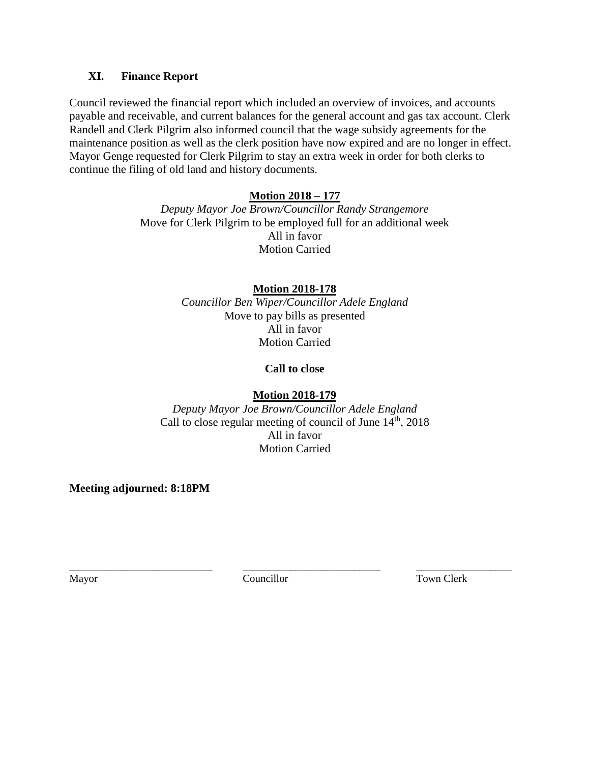## XI. Finance Report

Council reviewed the financial report which included an overview of invoices, and accounts payable and receivable, and current balances for the general account and gas tax account. Clerk Randell and Clerk Pilgrim also informed council that the wage subsidy agreements for the maintenance position as well as the clerk position have now expired and are no longer in effect. Mayor Genge requested for Clerk Pilgrim to stay an extra week in order for both clerks to continue the filing of old land and history documents.

**Motion 2018 – 177**
*Deputy Mayor Joe Brown/Councillor Randy Strangemore*
Move for Clerk Pilgrim to be employed full for an additional week
All in favor
Motion Carried

**Motion 2018-178**
*Councillor Ben Wiper/Councillor Adele England*
Move to pay bills as presented
All in favor
Motion Carried

**Call to close**

**Motion 2018-179**
*Deputy Mayor Joe Brown/Councillor Adele England*
Call to close regular meeting of council of June 14th, 2018
All in favor
Motion Carried

**Meeting adjourned: 8:18PM**

\_\_\_\_\_\_\_\_\_\_\_\_\_\_\_\_\_\_\_\_\_\_\_\_\_\_\_ \_\_\_\_\_\_\_\_\_\_\_\_\_\_\_\_\_\_\_\_\_\_\_\_\_\_\_ \_\_\_\_\_\_\_\_\_\_\_\_\_\_\_\_\_\_

Mayor Councillor Town Clerk